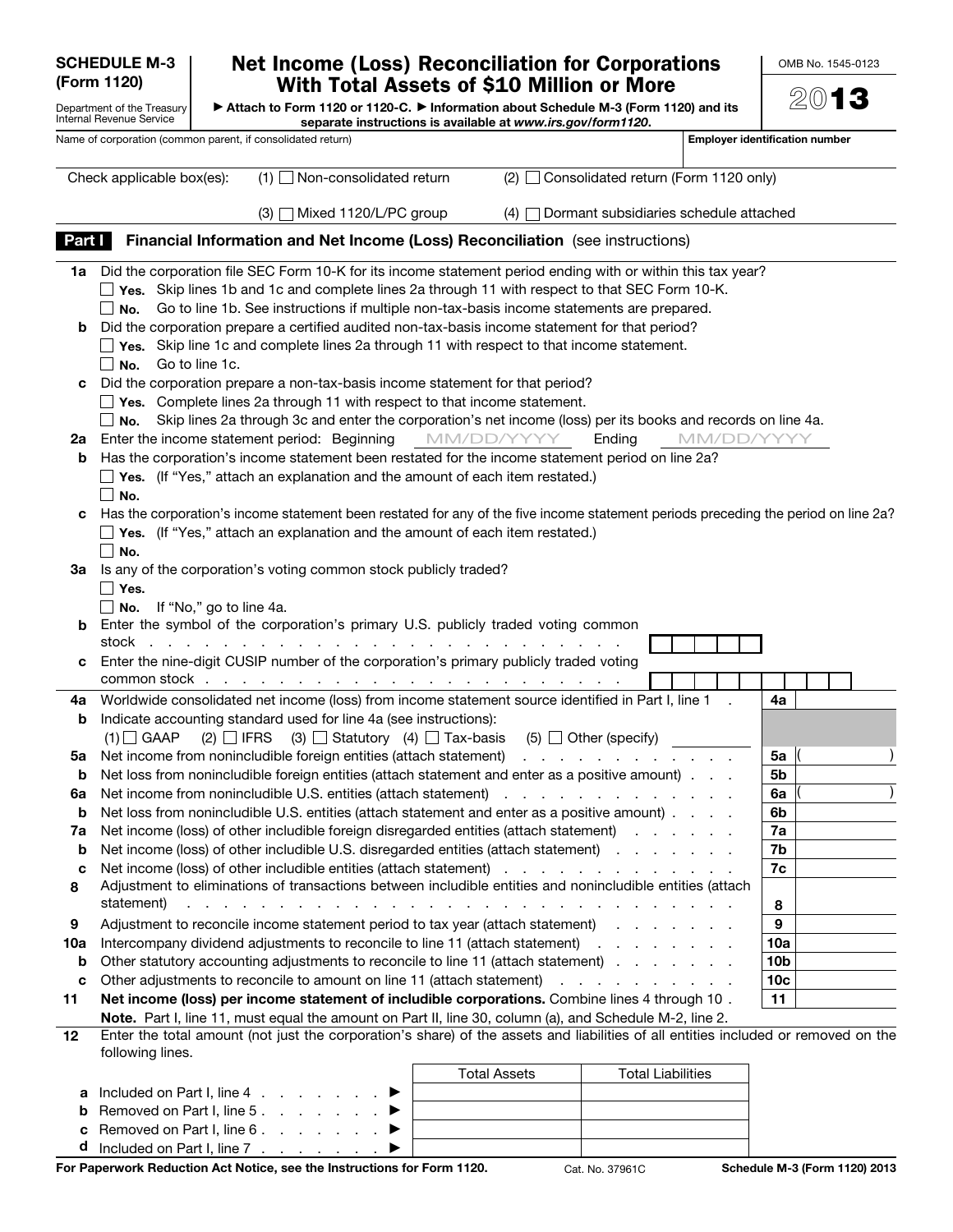# SCHEDULE M-3 (Form 1120)

Department of the Treasury
Internal Revenue Service

## Net Income (Loss) Reconciliation for Corporations With Total Assets of $10 Million or More

▶ Attach to Form 1120 or 1120-C. ▶ Information about Schedule M-3 (Form 1120) and its separate instructions is available at *www.irs.gov/form1120*.

OMB No. 1545-0123

**2013**

Name of corporation (common parent, if consolidated return) | **Employer identification number**

Check applicable box(es): (1) ☐ Non-consolidated return (2) ☐ Consolidated return (Form 1120 only)

(3) ☐ Mixed 1120/L/PC group (4) ☐ Dormant subsidiaries schedule attached

## Part I Financial Information and Net Income (Loss) Reconciliation (see instructions)

**1a** Did the corporation file SEC Form 10-K for its income statement period ending with or within this tax year?
☐ **Yes.** Skip lines 1b and 1c and complete lines 2a through 11 with respect to that SEC Form 10-K.
☐ **No.** Go to line 1b. See instructions if multiple non-tax-basis income statements are prepared.

**b** Did the corporation prepare a certified audited non-tax-basis income statement for that period?
☐ **Yes.** Skip line 1c and complete lines 2a through 11 with respect to that income statement.
☐ **No.** Go to line 1c.

**c** Did the corporation prepare a non-tax-basis income statement for that period?
☐ **Yes.** Complete lines 2a through 11 with respect to that income statement.
☐ **No.** Skip lines 2a through 3c and enter the corporation's net income (loss) per its books and records on line 4a.

**2a** Enter the income statement period: Beginning MM/DD/YYYY Ending MM/DD/YYYY

**b** Has the corporation's income statement been restated for the income statement period on line 2a?
☐ **Yes.** (If "Yes," attach an explanation and the amount of each item restated.)
☐ **No.**

**c** Has the corporation's income statement been restated for any of the five income statement periods preceding the period on line 2a?
☐ **Yes.** (If "Yes," attach an explanation and the amount of each item restated.)
☐ **No.**

**3a** Is any of the corporation's voting common stock publicly traded?
☐ **Yes.**
☐ **No.** If "No," go to line 4a.

**b** Enter the symbol of the corporation's primary U.S. publicly traded voting common stock . . . . . . . . . . . . . . . . . . . . . . . . . . . . . . . .

**c** Enter the nine-digit CUSIP number of the corporation's primary publicly traded voting common stock . . . . . . . . . . . . . . . . . . . . . . . . . . . .

| Line | Description | | Amount |
|---|---|---|---|
| **4a** | Worldwide consolidated net income (loss) from income statement source identified in Part I, line 1 . | 4a | |
| **b** | Indicate accounting standard used for line 4a (see instructions): (1) ☐ GAAP (2) ☐ IFRS (3) ☐ Statutory (4) ☐ Tax-basis (5) ☐ Other (specify) | | |
| **5a** | Net income from nonincludible foreign entities (attach statement) | 5a | ( ) |
| **b** | Net loss from nonincludible foreign entities (attach statement and enter as a positive amount) | 5b | |
| **6a** | Net income from nonincludible U.S. entities (attach statement) | 6a | ( ) |
| **b** | Net loss from nonincludible U.S. entities (attach statement and enter as a positive amount) | 6b | |
| **7a** | Net income (loss) of other includible foreign disregarded entities (attach statement) | 7a | |
| **b** | Net income (loss) of other includible U.S. disregarded entities (attach statement) | 7b | |
| **c** | Net income (loss) of other includible entities (attach statement) | 7c | |
| **8** | Adjustment to eliminations of transactions between includible entities and nonincludible entities (attach statement) | 8 | |
| **9** | Adjustment to reconcile income statement period to tax year (attach statement) | 9 | |
| **10a** | Intercompany dividend adjustments to reconcile to line 11 (attach statement) | 10a | |
| **b** | Other statutory accounting adjustments to reconcile to line 11 (attach statement) | 10b | |
| **c** | Other adjustments to reconcile to amount on line 11 (attach statement) | 10c | |
| **11** | **Net income (loss) per income statement of includible corporations.** Combine lines 4 through 10 . | 11 | |

**Note.** Part I, line 11, must equal the amount on Part II, line 30, column (a), and Schedule M-2, line 2.

**12** Enter the total amount (not just the corporation's share) of the assets and liabilities of all entities included or removed on the following lines.

| | | Total Assets | Total Liabilities |
|---|---|---|---|
| **a** | Included on Part I, line 4 ▶ | | |
| **b** | Removed on Part I, line 5 ▶ | | |
| **c** | Removed on Part I, line 6 ▶ | | |
| **d** | Included on Part I, line 7 ▶ | | |

**For Paperwork Reduction Act Notice, see the Instructions for Form 1120.** Cat. No. 37961C **Schedule M-3 (Form 1120) 2013**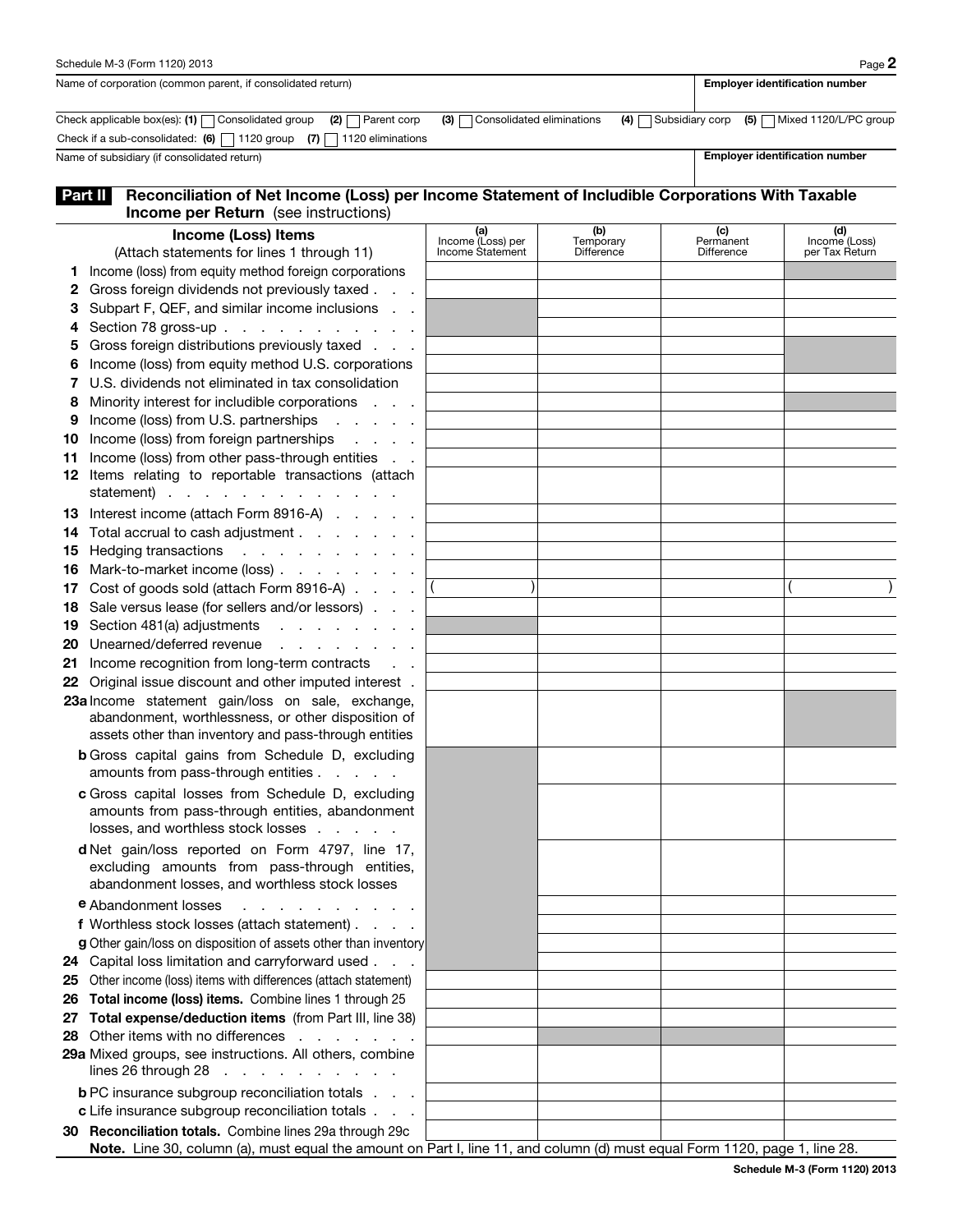Schedule M-3 (Form 1120) 2013

| Name of corporation (common parent, if consolidated return) | Employer identification number |
|---|---|
| | |

Check applicable box(es): (1) ☐ Consolidated group (2) ☐ Parent corp (3) ☐ Consolidated eliminations (4) ☐ Subsidiary corp (5) ☐ Mixed 1120/L/PC group

Check if a sub-consolidated: (6) ☐ 1120 group (7) ☐ 1120 eliminations

| Name of subsidiary (if consolidated return) | Employer identification number |
|---|---|
| | |

## Part II Reconciliation of Net Income (Loss) per Income Statement of Includible Corporations With Taxable Income per Return (see instructions)

| | Income (Loss) Items (Attach statements for lines 1 through 11) | (a) Income (Loss) per Income Statement | (b) Temporary Difference | (c) Permanent Difference | (d) Income (Loss) per Tax Return |
|---|---|---|---|---|---|
| 1 | Income (loss) from equity method foreign corporations | | | | |
| 2 | Gross foreign dividends not previously taxed | | | | |
| 3 | Subpart F, QEF, and similar income inclusions | | | | |
| 4 | Section 78 gross-up | | | | |
| 5 | Gross foreign distributions previously taxed | | | | |
| 6 | Income (loss) from equity method U.S. corporations | | | | |
| 7 | U.S. dividends not eliminated in tax consolidation | | | | |
| 8 | Minority interest for includible corporations | | | | |
| 9 | Income (loss) from U.S. partnerships | | | | |
| 10 | Income (loss) from foreign partnerships | | | | |
| 11 | Income (loss) from other pass-through entities | | | | |
| 12 | Items relating to reportable transactions (attach statement) | | | | |
| 13 | Interest income (attach Form 8916-A) | | | | |
| 14 | Total accrual to cash adjustment | | | | |
| 15 | Hedging transactions | | | | |
| 16 | Mark-to-market income (loss) | | | | |
| 17 | Cost of goods sold (attach Form 8916-A) | ( ) | | | ( ) |
| 18 | Sale versus lease (for sellers and/or lessors) | | | | |
| 19 | Section 481(a) adjustments | | | | |
| 20 | Unearned/deferred revenue | | | | |
| 21 | Income recognition from long-term contracts | | | | |
| 22 | Original issue discount and other imputed interest | | | | |
| 23a | Income statement gain/loss on sale, exchange, abandonment, worthlessness, or other disposition of assets other than inventory and pass-through entities | | | | |
| b | Gross capital gains from Schedule D, excluding amounts from pass-through entities | | | | |
| c | Gross capital losses from Schedule D, excluding amounts from pass-through entities, abandonment losses, and worthless stock losses | | | | |
| d | Net gain/loss reported on Form 4797, line 17, excluding amounts from pass-through entities, abandonment losses, and worthless stock losses | | | | |
| e | Abandonment losses | | | | |
| f | Worthless stock losses (attach statement) | | | | |
| g | Other gain/loss on disposition of assets other than inventory | | | | |
| 24 | Capital loss limitation and carryforward used | | | | |
| 25 | Other income (loss) items with differences (attach statement) | | | | |
| 26 | **Total income (loss) items.** Combine lines 1 through 25 | | | | |
| 27 | **Total expense/deduction items** (from Part III, line 38) | | | | |
| 28 | Other items with no differences | | | | |
| 29a | Mixed groups, see instructions. All others, combine lines 26 through 28 | | | | |
| b | PC insurance subgroup reconciliation totals | | | | |
| c | Life insurance subgroup reconciliation totals | | | | |
| 30 | **Reconciliation totals.** Combine lines 29a through 29c | | | | |

**Note.** Line 30, column (a), must equal the amount on Part I, line 11, and column (d) must equal Form 1120, page 1, line 28.

Schedule M-3 (Form 1120) 2013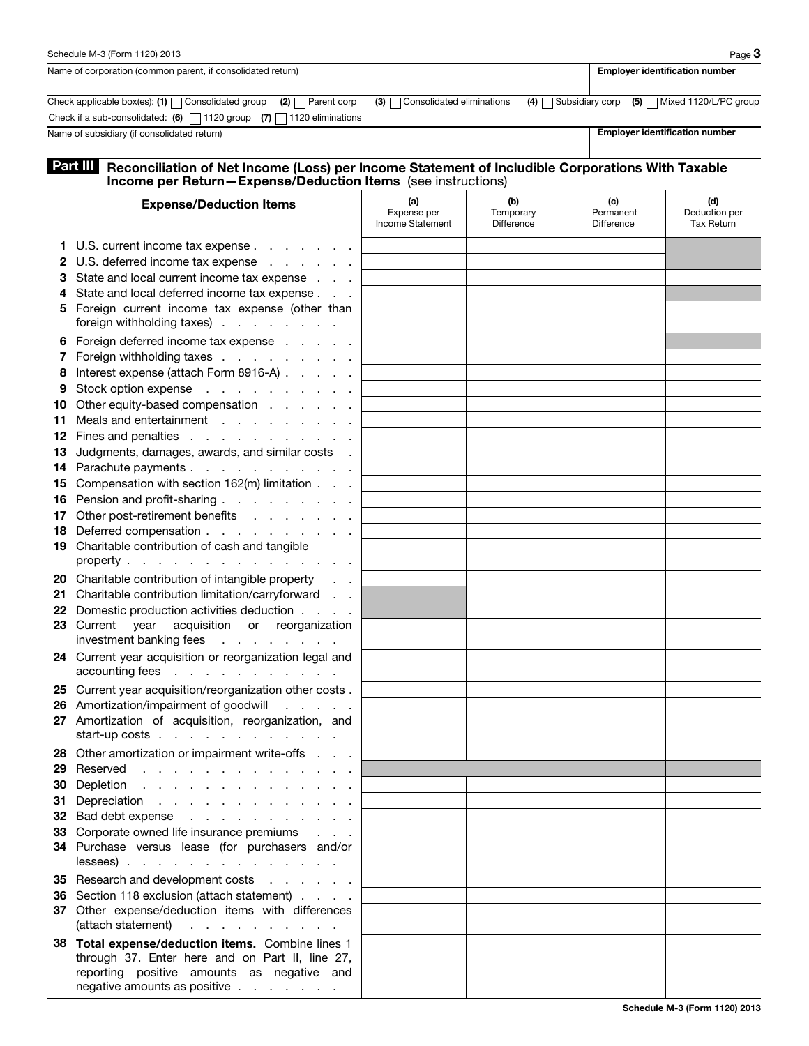Schedule M-3 (Form 1120) 2013

| Name of corporation (common parent, if consolidated return) | Employer identification number |
|---|---|
| | |

Check applicable box(es): **(1)** ☐ Consolidated group **(2)** ☐ Parent corp **(3)** ☐ Consolidated eliminations **(4)** ☐ Subsidiary corp **(5)** ☐ Mixed 1120/L/PC group

Check if a sub-consolidated: **(6)** ☐ 1120 group **(7)** ☐ 1120 eliminations

| Name of subsidiary (if consolidated return) | Employer identification number |
|---|---|
| | |

## Part III Reconciliation of Net Income (Loss) per Income Statement of Includible Corporations With Taxable Income per Return—Expense/Deduction Items (see instructions)

| Expense/Deduction Items | (a) Expense per Income Statement | (b) Temporary Difference | (c) Permanent Difference | (d) Deduction per Tax Return |
|---|---|---|---|---|
| **1** U.S. current income tax expense | | | | |
| **2** U.S. deferred income tax expense | | | | |
| **3** State and local current income tax expense | | | | |
| **4** State and local deferred income tax expense | | | | |
| **5** Foreign current income tax expense (other than foreign withholding taxes) | | | | |
| **6** Foreign deferred income tax expense | | | | |
| **7** Foreign withholding taxes | | | | |
| **8** Interest expense (attach Form 8916-A) | | | | |
| **9** Stock option expense | | | | |
| **10** Other equity-based compensation | | | | |
| **11** Meals and entertainment | | | | |
| **12** Fines and penalties | | | | |
| **13** Judgments, damages, awards, and similar costs | | | | |
| **14** Parachute payments | | | | |
| **15** Compensation with section 162(m) limitation | | | | |
| **16** Pension and profit-sharing | | | | |
| **17** Other post-retirement benefits | | | | |
| **18** Deferred compensation | | | | |
| **19** Charitable contribution of cash and tangible property | | | | |
| **20** Charitable contribution of intangible property | | | | |
| **21** Charitable contribution limitation/carryforward | | | | |
| **22** Domestic production activities deduction | | | | |
| **23** Current year acquisition or reorganization investment banking fees | | | | |
| **24** Current year acquisition or reorganization legal and accounting fees | | | | |
| **25** Current year acquisition/reorganization other costs | | | | |
| **26** Amortization/impairment of goodwill | | | | |
| **27** Amortization of acquisition, reorganization, and start-up costs | | | | |
| **28** Other amortization or impairment write-offs | | | | |
| **29** Reserved | | | | |
| **30** Depletion | | | | |
| **31** Depreciation | | | | |
| **32** Bad debt expense | | | | |
| **33** Corporate owned life insurance premiums | | | | |
| **34** Purchase versus lease (for purchasers and/or lessees) | | | | |
| **35** Research and development costs | | | | |
| **36** Section 118 exclusion (attach statement) | | | | |
| **37** Other expense/deduction items with differences (attach statement) | | | | |
| **38** **Total expense/deduction items.** Combine lines 1 through 37. Enter here and on Part II, line 27, reporting positive amounts as negative and negative amounts as positive | | | | |

Schedule M-3 (Form 1120) 2013